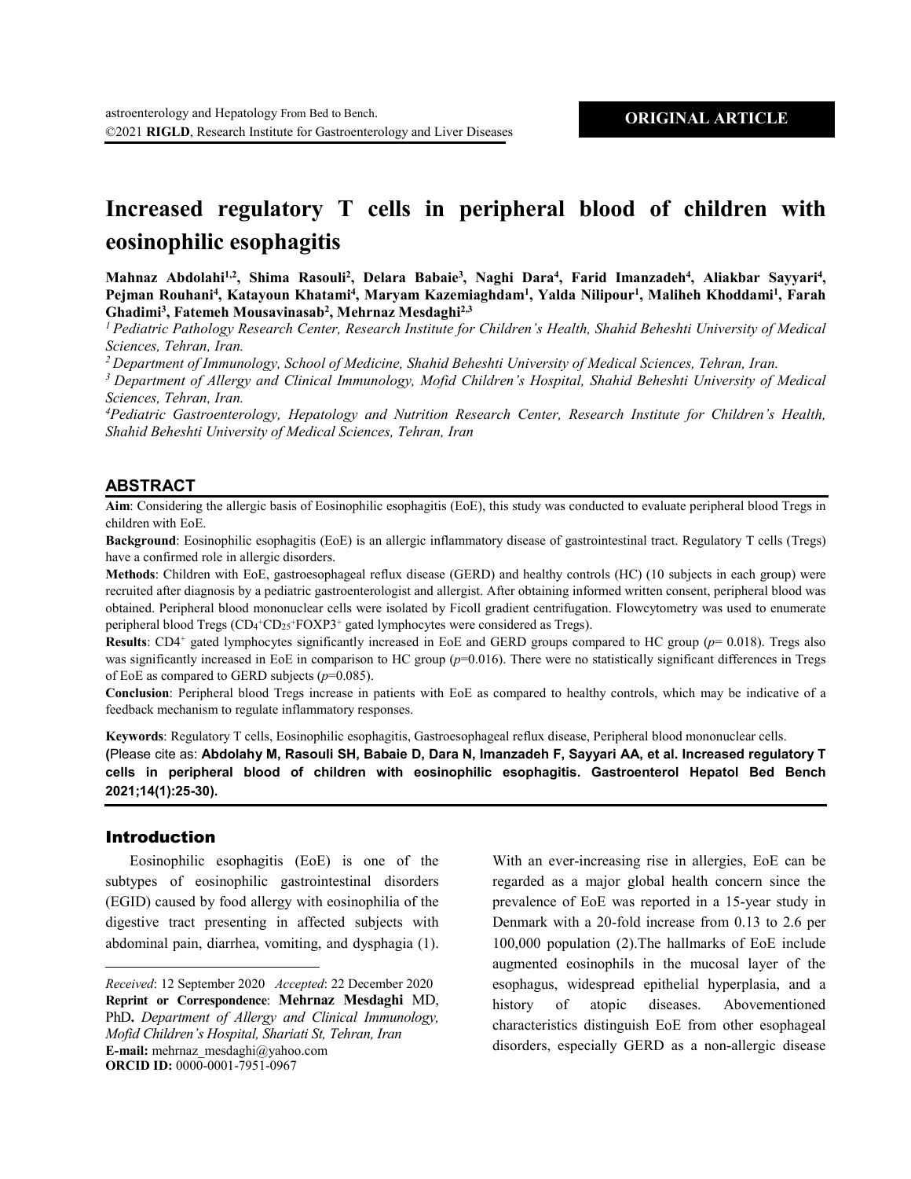**ORIGINAL ARTICLE**

# Increased regulatory T cells in peripheral blood of children with eosinophilic esophagitis

**Mahnaz Abdolahi[1,2], Shima Rasouli[2], Delara Babaie[3], Naghi Dara[4], Farid Imanzadeh[4], Aliakbar Sayyari[4], Pejman Rouhani[4], Katayoun Khatami[4], Maryam Kazemiaghdam[1], Yalda Nilipour[1], Maliheh Khoddami[1], Farah Ghadimi[3], Fatemeh Mousavinasab[2], Mehrnaz Mesdaghi[2,3]**

*[1] Pediatric Pathology Research Center, Research Institute for Children's Health, Shahid Beheshti University of Medical Sciences, Tehran, Iran.*

*[2] Department of Immunology, School of Medicine, Shahid Beheshti University of Medical Sciences, Tehran, Iran.*

*[3] Department of Allergy and Clinical Immunology, Mofid Children's Hospital, Shahid Beheshti University of Medical Sciences, Tehran, Iran.*

*[4] Pediatric Gastroenterology, Hepatology and Nutrition Research Center, Research Institute for Children's Health, Shahid Beheshti University of Medical Sciences, Tehran, Iran*

## ABSTRACT

**Aim**: Considering the allergic basis of Eosinophilic esophagitis (EoE), this study was conducted to evaluate peripheral blood Tregs in children with EoE.

**Background**: Eosinophilic esophagitis (EoE) is an allergic inflammatory disease of gastrointestinal tract. Regulatory T cells (Tregs) have a confirmed role in allergic disorders.

**Methods**: Children with EoE, gastroesophageal reflux disease (GERD) and healthy controls (HC) (10 subjects in each group) were recruited after diagnosis by a pediatric gastroenterologist and allergist. After obtaining informed written consent, peripheral blood was obtained. Peripheral blood mononuclear cells were isolated by Ficoll gradient centrifugation. Flowcytometry was used to enumerate peripheral blood Tregs ($CD_4^+CD_{25}^+FOXP3^+$ gated lymphocytes were considered as Tregs).

**Results**: $CD4^+$ gated lymphocytes significantly increased in EoE and GERD groups compared to HC group ($p$= 0.018). Tregs also was significantly increased in EoE in comparison to HC group ($p$=0.016). There were no statistically significant differences in Tregs of EoE as compared to GERD subjects ($p$=0.085).

**Conclusion**: Peripheral blood Tregs increase in patients with EoE as compared to healthy controls, which may be indicative of a feedback mechanism to regulate inflammatory responses.

**Keywords**: Regulatory T cells, Eosinophilic esophagitis, Gastroesophageal reflux disease, Peripheral blood mononuclear cells.

(Please cite as: **Abdolahy M, Rasouli SH, Babaie D, Dara N, Imanzadeh F, Sayyari AA, et al. Increased regulatory T cells in peripheral blood of children with eosinophilic esophagitis. Gastroenterol Hepatol Bed Bench 2021;14(1):25-30).**

## Introduction

Eosinophilic esophagitis (EoE) is one of the subtypes of eosinophilic gastrointestinal disorders (EGID) caused by food allergy with eosinophilia of the digestive tract presenting in affected subjects with abdominal pain, diarrhea, vomiting, and dysphagia (1). With an ever-increasing rise in allergies, EoE can be regarded as a major global health concern since the prevalence of EoE was reported in a 15-year study in Denmark with a 20-fold increase from 0.13 to 2.6 per 100,000 population (2).The hallmarks of EoE include augmented eosinophils in the mucosal layer of the esophagus, widespread epithelial hyperplasia, and a history of atopic diseases. Abovementioned characteristics distinguish EoE from other esophageal disorders, especially GERD as a non-allergic disease

*Received*: 12 September 2020 *Accepted*: 22 December 2020
**Reprint or Correspondence**: **Mehrnaz Mesdaghi** MD, PhD**.** *Department of Allergy and Clinical Immunology, Mofid Children's Hospital, Shariati St, Tehran, Iran*
**E-mail:** mehrnaz_mesdaghi@yahoo.com
**ORCID ID:** 0000-0001-7951-0967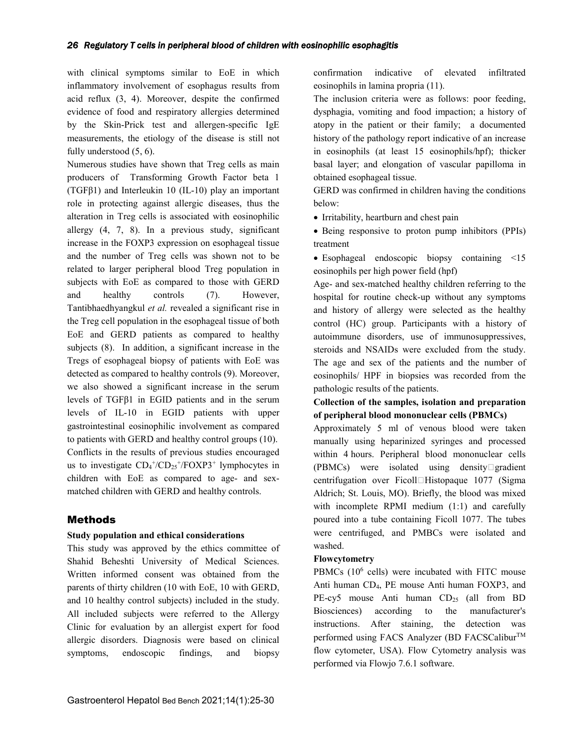with clinical symptoms similar to EoE in which inflammatory involvement of esophagus results from acid reflux (3, 4). Moreover, despite the confirmed evidence of food and respiratory allergies determined by the Skin-Prick test and allergen-specific IgE measurements, the etiology of the disease is still not fully understood (5, 6).

Numerous studies have shown that Treg cells as main producers of Transforming Growth Factor beta 1 (TGFβ1) and Interleukin 10 (IL-10) play an important role in protecting against allergic diseases, thus the alteration in Treg cells is associated with eosinophilic allergy (4, 7, 8). In a previous study, significant increase in the FOXP3 expression on esophageal tissue and the number of Treg cells was shown not to be related to larger peripheral blood Treg population in subjects with EoE as compared to those with GERD and healthy controls (7). However, Tantibhaedhyangkul *et al.* revealed a significant rise in the Treg cell population in the esophageal tissue of both EoE and GERD patients as compared to healthy subjects (8). In addition, a significant increase in the Tregs of esophageal biopsy of patients with EoE was detected as compared to healthy controls (9). Moreover, we also showed a significant increase in the serum levels of TGFβ1 in EGID patients and in the serum levels of IL-10 in EGID patients with upper gastrointestinal eosinophilic involvement as compared to patients with GERD and healthy control groups (10). Conflicts in the results of previous studies encouraged us to investigate $CD_4^+/CD_{25}^+/FOXP3^+$ lymphocytes in children with EoE as compared to age- and sex-matched children with GERD and healthy controls.

## Methods

### Study population and ethical considerations

This study was approved by the ethics committee of Shahid Beheshti University of Medical Sciences. Written informed consent was obtained from the parents of thirty children (10 with EoE, 10 with GERD, and 10 healthy control subjects) included in the study. All included subjects were referred to the Allergy Clinic for evaluation by an allergist expert for food allergic disorders. Diagnosis were based on clinical symptoms, endoscopic findings, and biopsy confirmation indicative of elevated infiltrated eosinophils in lamina propria (11).

The inclusion criteria were as follows: poor feeding, dysphagia, vomiting and food impaction; a history of atopy in the patient or their family; a documented history of the pathology report indicative of an increase in eosinophils (at least 15 eosinophils/hpf); thicker basal layer; and elongation of vascular papilloma in obtained esophageal tissue.

GERD was confirmed in children having the conditions below:

- Irritability, heartburn and chest pain
- Being responsive to proton pump inhibitors (PPIs) treatment
- Esophageal endoscopic biopsy containing <15 eosinophils per high power field (hpf)

Age- and sex-matched healthy children referring to the hospital for routine check-up without any symptoms and history of allergy were selected as the healthy control (HC) group. Participants with a history of autoimmune disorders, use of immunosuppressives, steroids and NSAIDs were excluded from the study. The age and sex of the patients and the number of eosinophils/ HPF in biopsies was recorded from the pathologic results of the patients.

### Collection of the samples, isolation and preparation of peripheral blood mononuclear cells (PBMCs)

Approximately 5 ml of venous blood were taken manually using heparinized syringes and processed within 4 hours. Peripheral blood mononuclear cells (PBMCs) were isolated using density-gradient centrifugation over Ficoll-Histopaque 1077 (Sigma Aldrich; St. Louis, MO). Briefly, the blood was mixed with incomplete RPMI medium (1:1) and carefully poured into a tube containing Ficoll 1077. The tubes were centrifuged, and PMBCs were isolated and washed.

### Flowcytometry

PBMCs ($10^6$ cells) were incubated with FITC mouse Anti human $CD_4$, PE mouse Anti human FOXP3, and PE-cy5 mouse Anti human $CD_{25}$ (all from BD Biosciences) according to the manufacturer's instructions. After staining, the detection was performed using FACS Analyzer (BD FACSCalibur™ flow cytometer, USA). Flow Cytometry analysis was performed via Flowjo 7.6.1 software.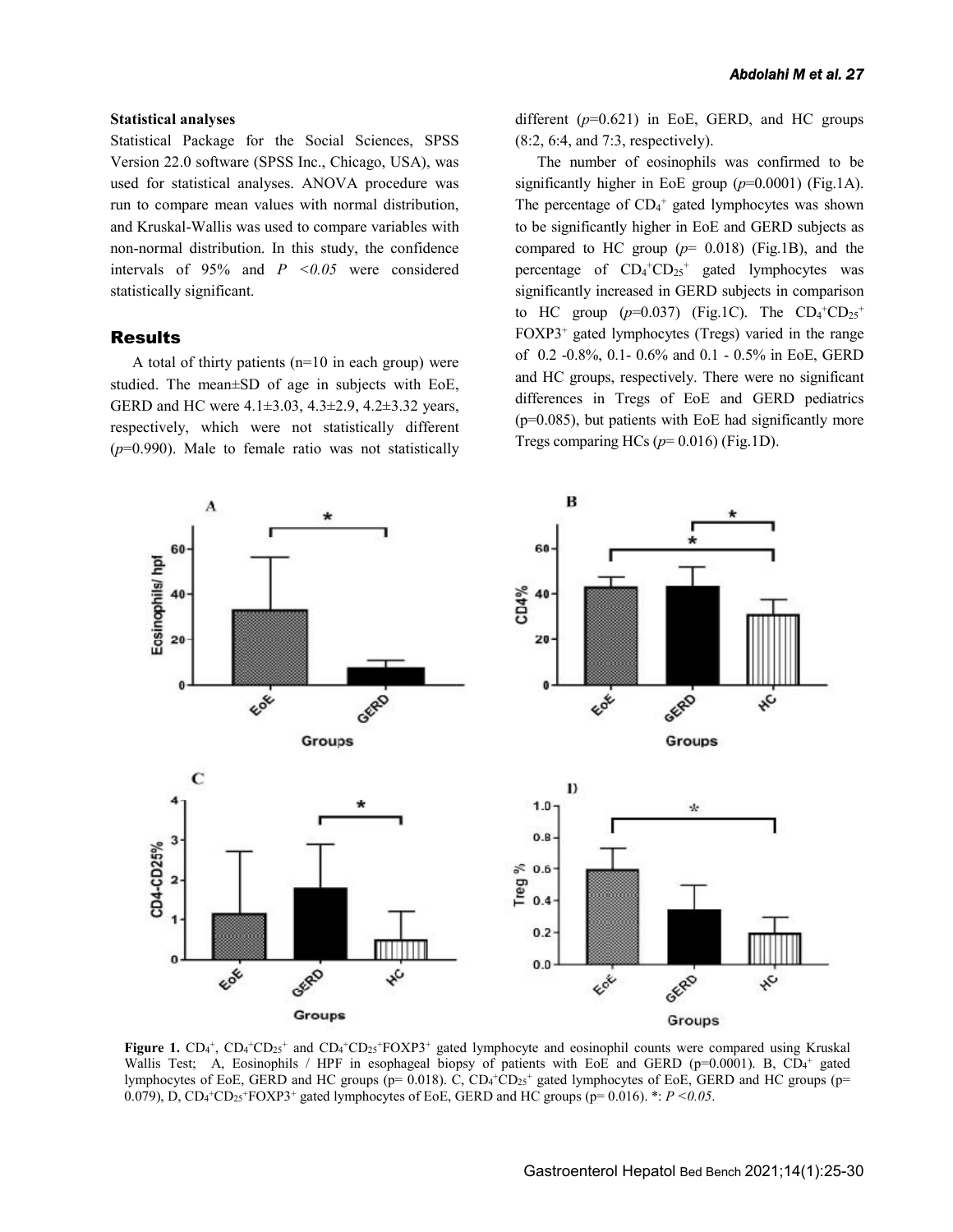#### Statistical analyses

Statistical Package for the Social Sciences, SPSS Version 22.0 software (SPSS Inc., Chicago, USA), was used for statistical analyses. ANOVA procedure was run to compare mean values with normal distribution, and Kruskal-Wallis was used to compare variables with non-normal distribution. In this study, the confidence intervals of 95% and $P < 0.05$ were considered statistically significant.

## Results

A total of thirty patients (n=10 in each group) were studied. The mean±SD of age in subjects with EoE, GERD and HC were 4.1±3.03, 4.3±2.9, 4.2±3.32 years, respectively, which were not statistically different ($p$=0.990). Male to female ratio was not statistically different ($p$=0.621) in EoE, GERD, and HC groups (8:2, 6:4, and 7:3, respectively).

The number of eosinophils was confirmed to be significantly higher in EoE group ($p$=0.0001) (Fig.1A). The percentage of $CD_4^+$ gated lymphocytes was shown to be significantly higher in EoE and GERD subjects as compared to HC group ($p$= 0.018) (Fig.1B), and the percentage of $CD_4^+CD_{25}^+$ gated lymphocytes was significantly increased in GERD subjects in comparison to HC group ($p$=0.037) (Fig.1C). The $CD_4^+CD_{25}^+$ $FOXP3^+$ gated lymphocytes (Tregs) varied in the range of 0.2 -0.8%, 0.1- 0.6% and 0.1 - 0.5% in EoE, GERD and HC groups, respectively. There were no significant differences in Tregs of EoE and GERD pediatrics (p=0.085), but patients with EoE had significantly more Tregs comparing HCs ($p$= 0.016) (Fig.1D).

**Figure 1.** $CD_4^+$, $CD_4^+CD_{25}^+$ and $CD_4^+CD_{25}^+FOXP3^+$ gated lymphocyte and eosinophil counts were compared using Kruskal Wallis Test; A, Eosinophils / HPF in esophageal biopsy of patients with EoE and GERD (p=0.0001). B, $CD_4^+$ gated lymphocytes of EoE, GERD and HC groups (p= 0.018). C, $CD_4^+CD_{25}^+$ gated lymphocytes of EoE, GERD and HC groups (p= 0.079), D, $CD_4^+CD_{25}^+FOXP3^+$ gated lymphocytes of EoE, GERD and HC groups (p= 0.016). *: $P < 0.05$.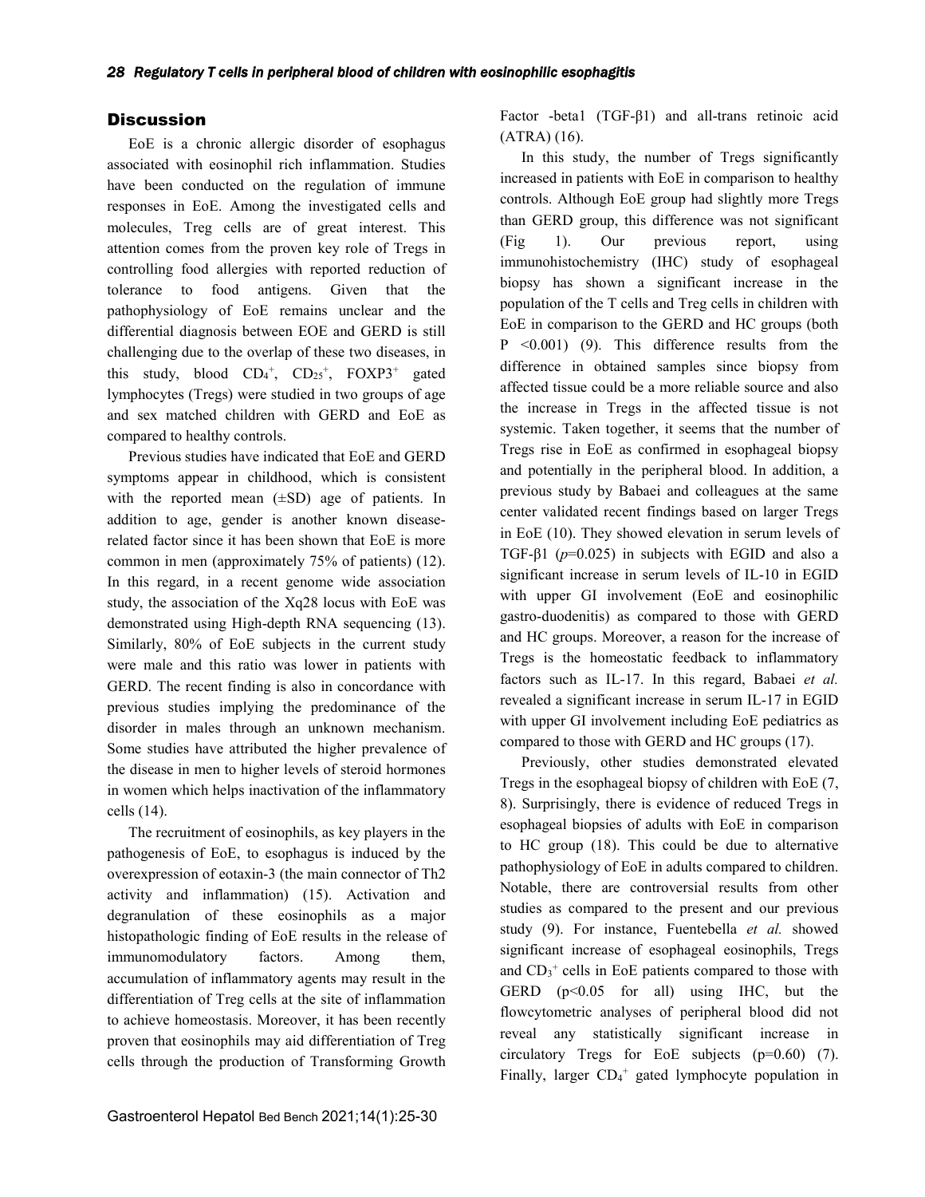## Discussion

EoE is a chronic allergic disorder of esophagus associated with eosinophil rich inflammation. Studies have been conducted on the regulation of immune responses in EoE. Among the investigated cells and molecules, Treg cells are of great interest. This attention comes from the proven key role of Tregs in controlling food allergies with reported reduction of tolerance to food antigens. Given that the pathophysiology of EoE remains unclear and the differential diagnosis between EOE and GERD is still challenging due to the overlap of these two diseases, in this study, blood $CD_4^+$, $CD_{25}^+$, FOXP3$^+$ gated lymphocytes (Tregs) were studied in two groups of age and sex matched children with GERD and EoE as compared to healthy controls.

Previous studies have indicated that EoE and GERD symptoms appear in childhood, which is consistent with the reported mean (±SD) age of patients. In addition to age, gender is another known disease-related factor since it has been shown that EoE is more common in men (approximately 75% of patients) (12). In this regard, in a recent genome wide association study, the association of the Xq28 locus with EoE was demonstrated using High-depth RNA sequencing (13). Similarly, 80% of EoE subjects in the current study were male and this ratio was lower in patients with GERD. The recent finding is also in concordance with previous studies implying the predominance of the disorder in males through an unknown mechanism. Some studies have attributed the higher prevalence of the disease in men to higher levels of steroid hormones in women which helps inactivation of the inflammatory cells (14).

The recruitment of eosinophils, as key players in the pathogenesis of EoE, to esophagus is induced by the overexpression of eotaxin-3 (the main connector of Th2 activity and inflammation) (15). Activation and degranulation of these eosinophils as a major histopathologic finding of EoE results in the release of immunomodulatory factors. Among them, accumulation of inflammatory agents may result in the differentiation of Treg cells at the site of inflammation to achieve homeostasis. Moreover, it has been recently proven that eosinophils may aid differentiation of Treg cells through the production of Transforming Growth Factor -beta1 (TGF-β1) and all-trans retinoic acid (ATRA) (16).

In this study, the number of Tregs significantly increased in patients with EoE in comparison to healthy controls. Although EoE group had slightly more Tregs than GERD group, this difference was not significant (Fig 1). Our previous report, using immunohistochemistry (IHC) study of esophageal biopsy has shown a significant increase in the population of the T cells and Treg cells in children with EoE in comparison to the GERD and HC groups (both $P < 0.001$) (9). This difference results from the difference in obtained samples since biopsy from affected tissue could be a more reliable source and also the increase in Tregs in the affected tissue is not systemic. Taken together, it seems that the number of Tregs rise in EoE as confirmed in esophageal biopsy and potentially in the peripheral blood. In addition, a previous study by Babaei and colleagues at the same center validated recent findings based on larger Tregs in EoE (10). They showed elevation in serum levels of TGF-β1 ($p$=0.025) in subjects with EGID and also a significant increase in serum levels of IL-10 in EGID with upper GI involvement (EoE and eosinophilic gastro-duodenitis) as compared to those with GERD and HC groups. Moreover, a reason for the increase of Tregs is the homeostatic feedback to inflammatory factors such as IL-17. In this regard, Babaei *et al.* revealed a significant increase in serum IL-17 in EGID with upper GI involvement including EoE pediatrics as compared to those with GERD and HC groups (17).

Previously, other studies demonstrated elevated Tregs in the esophageal biopsy of children with EoE (7, 8). Surprisingly, there is evidence of reduced Tregs in esophageal biopsies of adults with EoE in comparison to HC group (18). This could be due to alternative pathophysiology of EoE in adults compared to children. Notable, there are controversial results from other studies as compared to the present and our previous study (9). For instance, Fuentebella *et al.* showed significant increase of esophageal eosinophils, Tregs and $CD_3^+$ cells in EoE patients compared to those with GERD ($p<0.05$ for all) using IHC, but the flowcytometric analyses of peripheral blood did not reveal any statistically significant increase in circulatory Tregs for EoE subjects (p=0.60) (7). Finally, larger $CD_4^+$ gated lymphocyte population in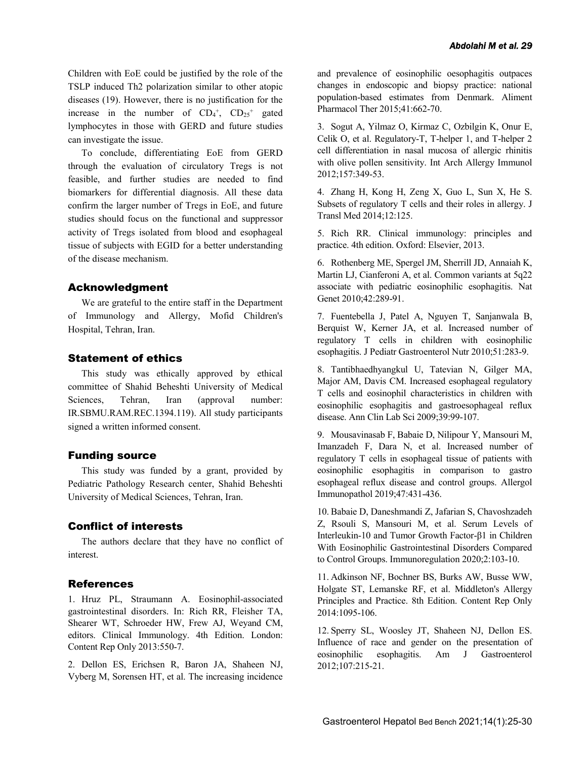Children with EoE could be justified by the role of the TSLP induced Th2 polarization similar to other atopic diseases (19). However, there is no justification for the increase in the number of $CD_4^+$, $CD_{25}^+$ gated lymphocytes in those with GERD and future studies can investigate the issue.

To conclude, differentiating EoE from GERD through the evaluation of circulatory Tregs is not feasible, and further studies are needed to find biomarkers for differential diagnosis. All these data confirm the larger number of Tregs in EoE, and future studies should focus on the functional and suppressor activity of Tregs isolated from blood and esophageal tissue of subjects with EGID for a better understanding of the disease mechanism.

## Acknowledgment

We are grateful to the entire staff in the Department of Immunology and Allergy, Mofid Children's Hospital, Tehran, Iran.

## Statement of ethics

This study was ethically approved by ethical committee of Shahid Beheshti University of Medical Sciences, Tehran, Iran (approval number: IR.SBMU.RAM.REC.1394.119). All study participants signed a written informed consent.

## Funding source

This study was funded by a grant, provided by Pediatric Pathology Research center, Shahid Beheshti University of Medical Sciences, Tehran, Iran.

## Conflict of interests

The authors declare that they have no conflict of interest.

## References

1. Hruz PL, Straumann A. Eosinophil-associated gastrointestinal disorders. In: Rich RR, Fleisher TA, Shearer WT, Schroeder HW, Frew AJ, Weyand CM, editors. Clinical Immunology. 4th Edition. London: Content Rep Only 2013:550-7.

2. Dellon ES, Erichsen R, Baron JA, Shaheen NJ, Vyberg M, Sorensen HT, et al. The increasing incidence and prevalence of eosinophilic oesophagitis outpaces changes in endoscopic and biopsy practice: national population-based estimates from Denmark. Aliment Pharmacol Ther 2015;41:662-70.

3. Sogut A, Yilmaz O, Kirmaz C, Ozbilgin K, Onur E, Celik O, et al. Regulatory-T, T-helper 1, and T-helper 2 cell differentiation in nasal mucosa of allergic rhinitis with olive pollen sensitivity. Int Arch Allergy Immunol 2012;157:349-53.

4. Zhang H, Kong H, Zeng X, Guo L, Sun X, He S. Subsets of regulatory T cells and their roles in allergy. J Transl Med 2014;12:125.

5. Rich RR. Clinical immunology: principles and practice. 4th edition. Oxford: Elsevier, 2013.

6. Rothenberg ME, Spergel JM, Sherrill JD, Annaiah K, Martin LJ, Cianferoni A, et al. Common variants at 5q22 associate with pediatric eosinophilic esophagitis. Nat Genet 2010;42:289-91.

7. Fuentebella J, Patel A, Nguyen T, Sanjanwala B, Berquist W, Kerner JA, et al. Increased number of regulatory T cells in children with eosinophilic esophagitis. J Pediatr Gastroenterol Nutr 2010;51:283-9.

8. Tantibhaedhyangkul U, Tatevian N, Gilger MA, Major AM, Davis CM. Increased esophageal regulatory T cells and eosinophil characteristics in children with eosinophilic esophagitis and gastroesophageal reflux disease. Ann Clin Lab Sci 2009;39:99-107.

9. Mousavinasab F, Babaie D, Nilipour Y, Mansouri M, Imanzadeh F, Dara N, et al. Increased number of regulatory T cells in esophageal tissue of patients with eosinophilic esophagitis in comparison to gastro esophageal reflux disease and control groups. Allergol Immunopathol 2019;47:431-436.

10. Babaie D, Daneshmandi Z, Jafarian S, Chavoshzadeh Z, Rsouli S, Mansouri M, et al. Serum Levels of Interleukin-10 and Tumor Growth Factor-β1 in Children With Eosinophilic Gastrointestinal Disorders Compared to Control Groups. Immunoregulation 2020;2:103-10.

11. Adkinson NF, Bochner BS, Burks AW, Busse WW, Holgate ST, Lemanske RF, et al. Middleton's Allergy Principles and Practice. 8th Edition. Content Rep Only 2014:1095-106.

12. Sperry SL, Woosley JT, Shaheen NJ, Dellon ES. Influence of race and gender on the presentation of eosinophilic esophagitis. Am J Gastroenterol 2012;107:215-21.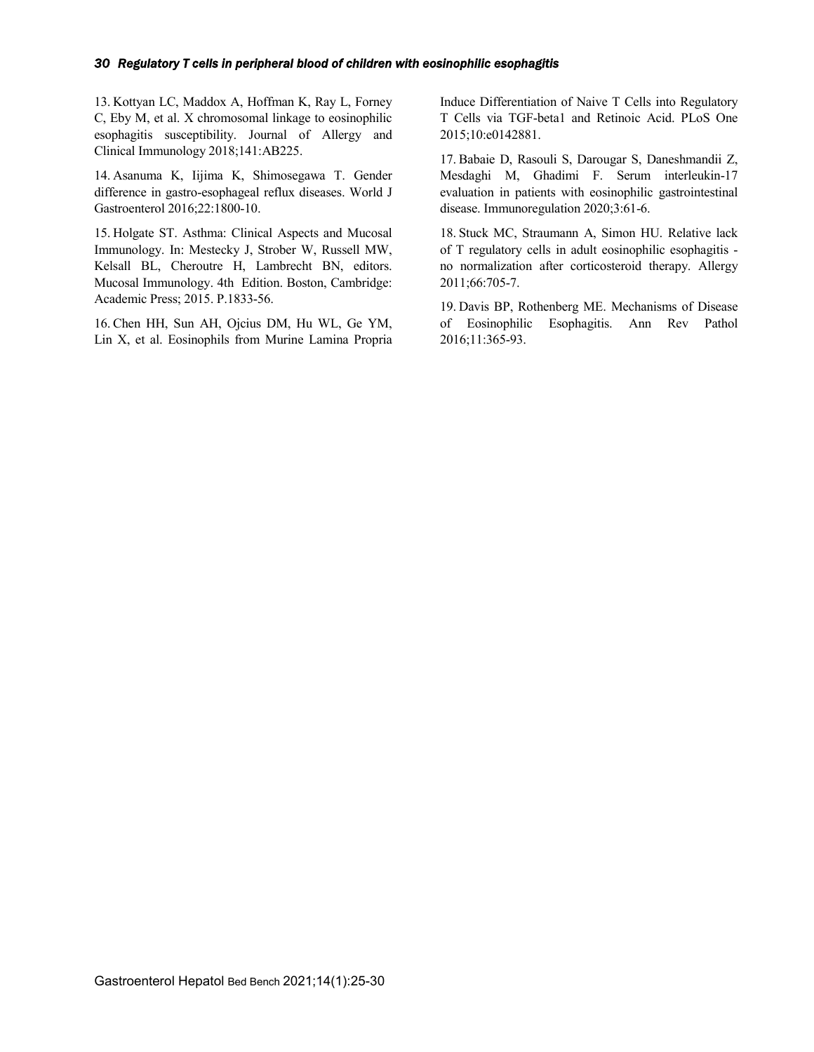13. Kottyan LC, Maddox A, Hoffman K, Ray L, Forney C, Eby M, et al. X chromosomal linkage to eosinophilic esophagitis susceptibility. Journal of Allergy and Clinical Immunology 2018;141:AB225.

14. Asanuma K, Iijima K, Shimosegawa T. Gender difference in gastro-esophageal reflux diseases. World J Gastroenterol 2016;22:1800-10.

15. Holgate ST. Asthma: Clinical Aspects and Mucosal Immunology. In: Mestecky J, Strober W, Russell MW, Kelsall BL, Cheroutre H, Lambrecht BN, editors. Mucosal Immunology. 4th Edition. Boston, Cambridge: Academic Press; 2015. P.1833-56.

16. Chen HH, Sun AH, Ojcius DM, Hu WL, Ge YM, Lin X, et al. Eosinophils from Murine Lamina Propria Induce Differentiation of Naive T Cells into Regulatory T Cells via TGF-beta1 and Retinoic Acid. PLoS One 2015;10:e0142881.

17. Babaie D, Rasouli S, Darougar S, Daneshmandii Z, Mesdaghi M, Ghadimi F. Serum interleukin-17 evaluation in patients with eosinophilic gastrointestinal disease. Immunoregulation 2020;3:61-6.

18. Stuck MC, Straumann A, Simon HU. Relative lack of T regulatory cells in adult eosinophilic esophagitis - no normalization after corticosteroid therapy. Allergy 2011;66:705-7.

19. Davis BP, Rothenberg ME. Mechanisms of Disease of Eosinophilic Esophagitis. Ann Rev Pathol 2016;11:365-93.